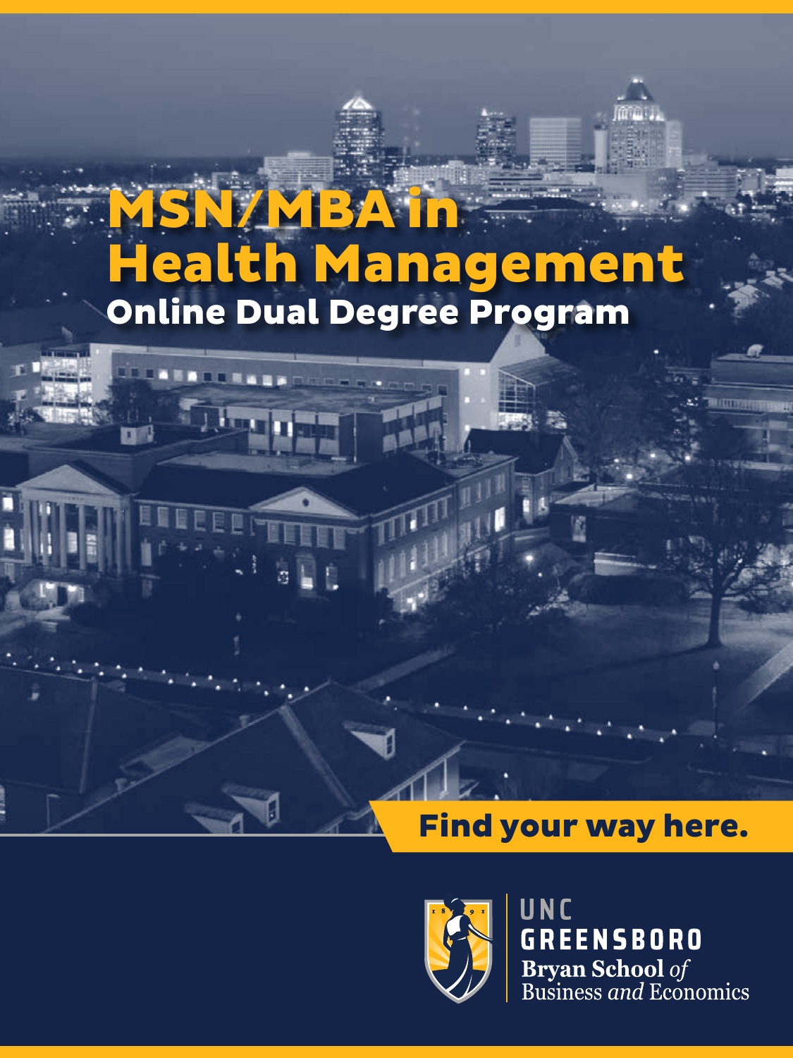# MSN/MBA in Health Management

## Online Dual Degree Program

**Find your way here.**

UNC GREENSBORO
Bryan School *of* Business *and* Economics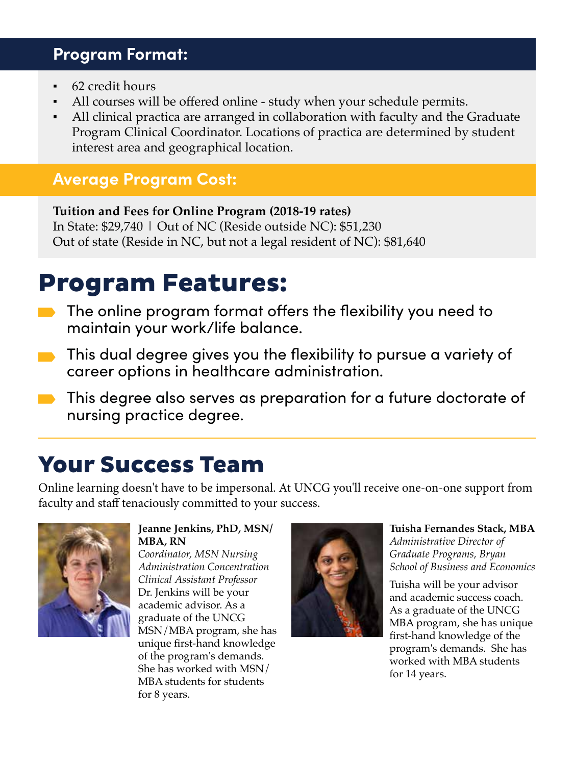## Program Format:

- 62 credit hours
- All courses will be offered online - study when your schedule permits.
- All clinical practica are arranged in collaboration with faculty and the Graduate Program Clinical Coordinator. Locations of practica are determined by student interest area and geographical location.

## Average Program Cost:

**Tuition and Fees for Online Program (2018-19 rates)**
In State: $29,740 | Out of NC (Reside outside NC): $51,230
Out of state (Reside in NC, but not a legal resident of NC): $81,640

# Program Features:

- The online program format offers the flexibility you need to maintain your work/life balance.
- This dual degree gives you the flexibility to pursue a variety of career options in healthcare administration.
- This degree also serves as preparation for a future doctorate of nursing practice degree.

# Your Success Team

Online learning doesn't have to be impersonal. At UNCG you'll receive one-on-one support from faculty and staff tenaciously committed to your success.

**Jeanne Jenkins, PhD, MSN/MBA, RN**
*Coordinator, MSN Nursing Administration Concentration*
*Clinical Assistant Professor*
Dr. Jenkins will be your academic advisor. As a graduate of the UNCG MSN/MBA program, she has unique first-hand knowledge of the program's demands. She has worked with MSN/MBA students for students for 8 years.

**Tuisha Fernandes Stack, MBA**
*Administrative Director of Graduate Programs, Bryan School of Business and Economics*
Tuisha will be your advisor and academic success coach. As a graduate of the UNCG MBA program, she has unique first-hand knowledge of the program's demands. She has worked with MBA students for 14 years.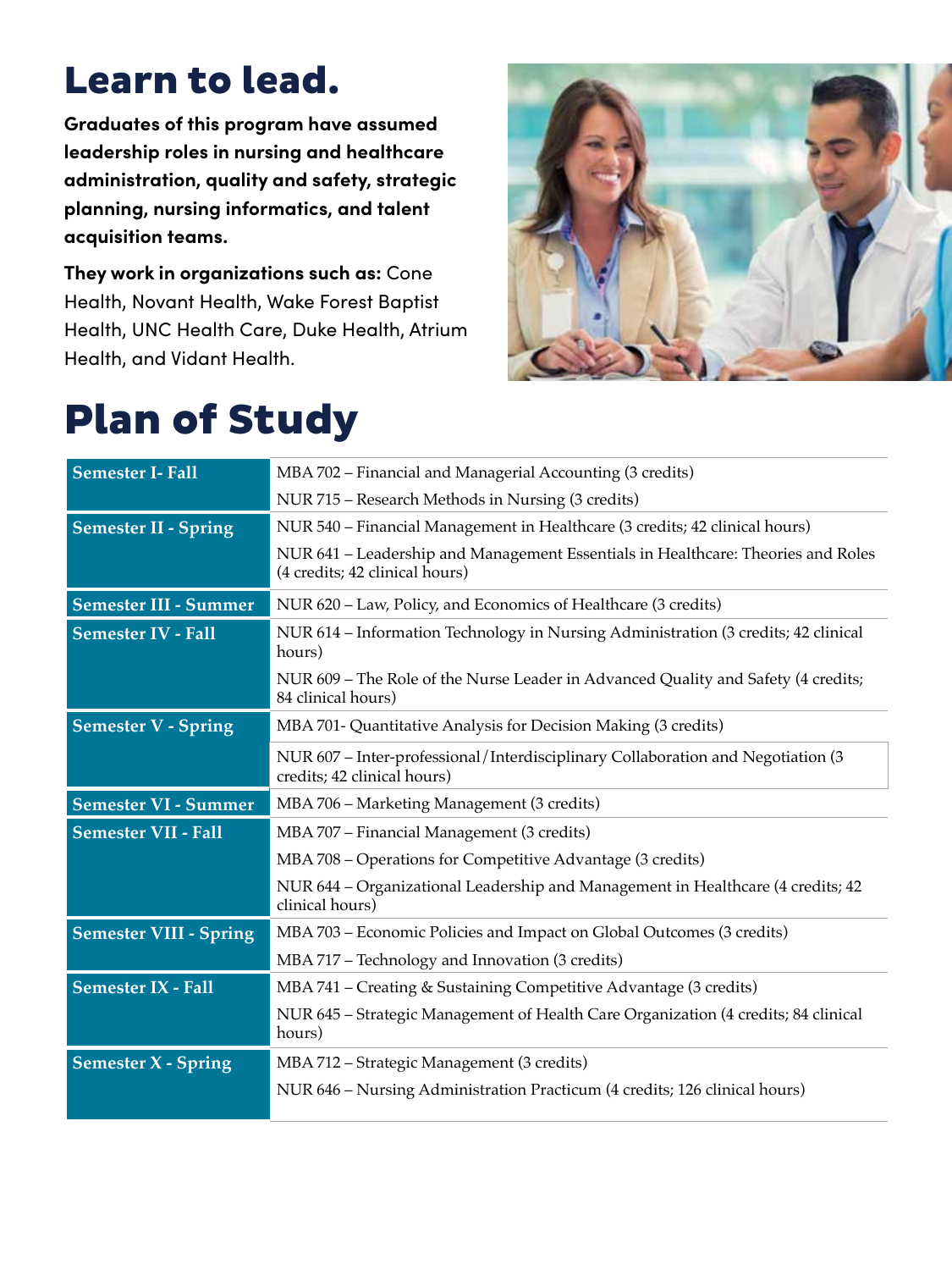# Learn to lead.

**Graduates of this program have assumed leadership roles in nursing and healthcare administration, quality and safety, strategic planning, nursing informatics, and talent acquisition teams.**

**They work in organizations such as:** Cone Health, Novant Health, Wake Forest Baptist Health, UNC Health Care, Duke Health, Atrium Health, and Vidant Health.

# Plan of Study

| Semester | Courses |
| --- | --- |
| **Semester I- Fall** | MBA 702 – Financial and Managerial Accounting (3 credits) |
| | NUR 715 – Research Methods in Nursing (3 credits) |
| **Semester II - Spring** | NUR 540 – Financial Management in Healthcare (3 credits; 42 clinical hours) |
| | NUR 641 – Leadership and Management Essentials in Healthcare: Theories and Roles (4 credits; 42 clinical hours) |
| **Semester III - Summer** | NUR 620 – Law, Policy, and Economics of Healthcare (3 credits) |
| **Semester IV - Fall** | NUR 614 – Information Technology in Nursing Administration (3 credits; 42 clinical hours) |
| | NUR 609 – The Role of the Nurse Leader in Advanced Quality and Safety (4 credits; 84 clinical hours) |
| **Semester V - Spring** | MBA 701- Quantitative Analysis for Decision Making (3 credits) |
| | NUR 607 – Inter-professional/Interdisciplinary Collaboration and Negotiation (3 credits; 42 clinical hours) |
| **Semester VI - Summer** | MBA 706 – Marketing Management (3 credits) |
| **Semester VII - Fall** | MBA 707 – Financial Management (3 credits) |
| | MBA 708 – Operations for Competitive Advantage (3 credits) |
| | NUR 644 – Organizational Leadership and Management in Healthcare (4 credits; 42 clinical hours) |
| **Semester VIII - Spring** | MBA 703 – Economic Policies and Impact on Global Outcomes (3 credits) |
| | MBA 717 – Technology and Innovation (3 credits) |
| **Semester IX - Fall** | MBA 741 – Creating & Sustaining Competitive Advantage (3 credits) |
| | NUR 645 – Strategic Management of Health Care Organization (4 credits; 84 clinical hours) |
| **Semester X - Spring** | MBA 712 – Strategic Management (3 credits) |
| | NUR 646 – Nursing Administration Practicum (4 credits; 126 clinical hours) |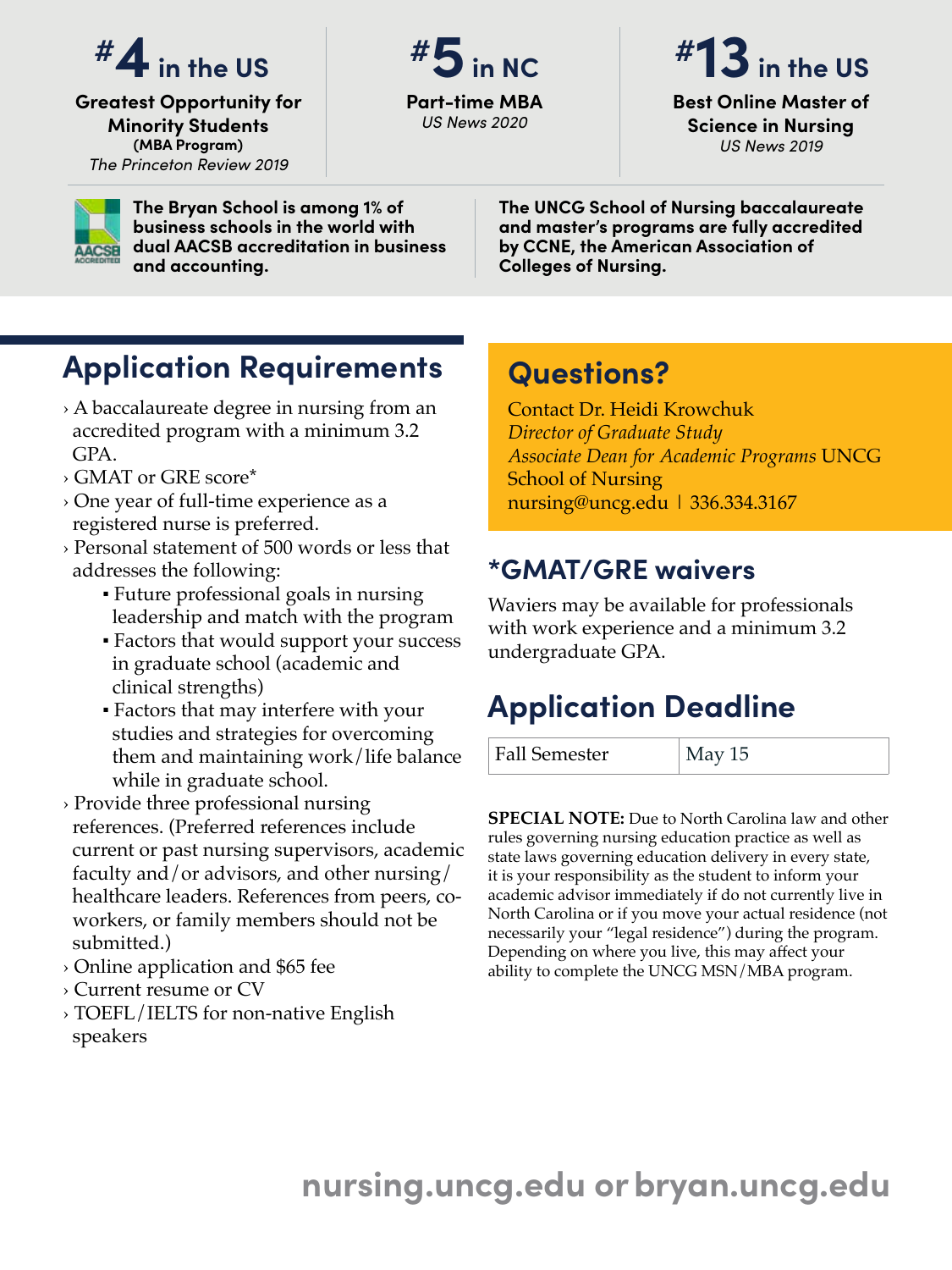**#4 in the US**

**Greatest Opportunity for Minority Students**
**(MBA Program)**
*The Princeton Review 2019*

**#5 in NC**

**Part-time MBA**
*US News 2020*

**#13 in the US**

**Best Online Master of Science in Nursing**
*US News 2019*

**The Bryan School is among 1% of business schools in the world with dual AACSB accreditation in business and accounting.**

**The UNCG School of Nursing baccalaureate and master's programs are fully accredited by CCNE, the American Association of Colleges of Nursing.**

## Application Requirements

- A baccalaureate degree in nursing from an accredited program with a minimum 3.2 GPA.
- GMAT or GRE score*
- One year of full-time experience as a registered nurse is preferred.
- Personal statement of 500 words or less that addresses the following:
  - Future professional goals in nursing leadership and match with the program
  - Factors that would support your success in graduate school (academic and clinical strengths)
  - Factors that may interfere with your studies and strategies for overcoming them and maintaining work/life balance while in graduate school.
- Provide three professional nursing references. (Preferred references include current or past nursing supervisors, academic faculty and/or advisors, and other nursing/healthcare leaders. References from peers, co-workers, or family members should not be submitted.)
- Online application and $65 fee
- Current resume or CV
- TOEFL/IELTS for non-native English speakers

## Questions?

Contact Dr. Heidi Krowchuk
*Director of Graduate Study*
*Associate Dean for Academic Programs* UNCG School of Nursing
nursing@uncg.edu | 336.334.3167

## *GMAT/GRE waivers

Waviers may be available for professionals with work experience and a minimum 3.2 undergraduate GPA.

## Application Deadline

| | |
|---|---|
| Fall Semester | May 15 |

**SPECIAL NOTE:** Due to North Carolina law and other rules governing nursing education practice as well as state laws governing education delivery in every state, it is your responsibility as the student to inform your academic advisor immediately if do not currently live in North Carolina or if you move your actual residence (not necessarily your "legal residence") during the program. Depending on where you live, this may affect your ability to complete the UNCG MSN/MBA program.

**nursing.uncg.edu or bryan.uncg.edu**